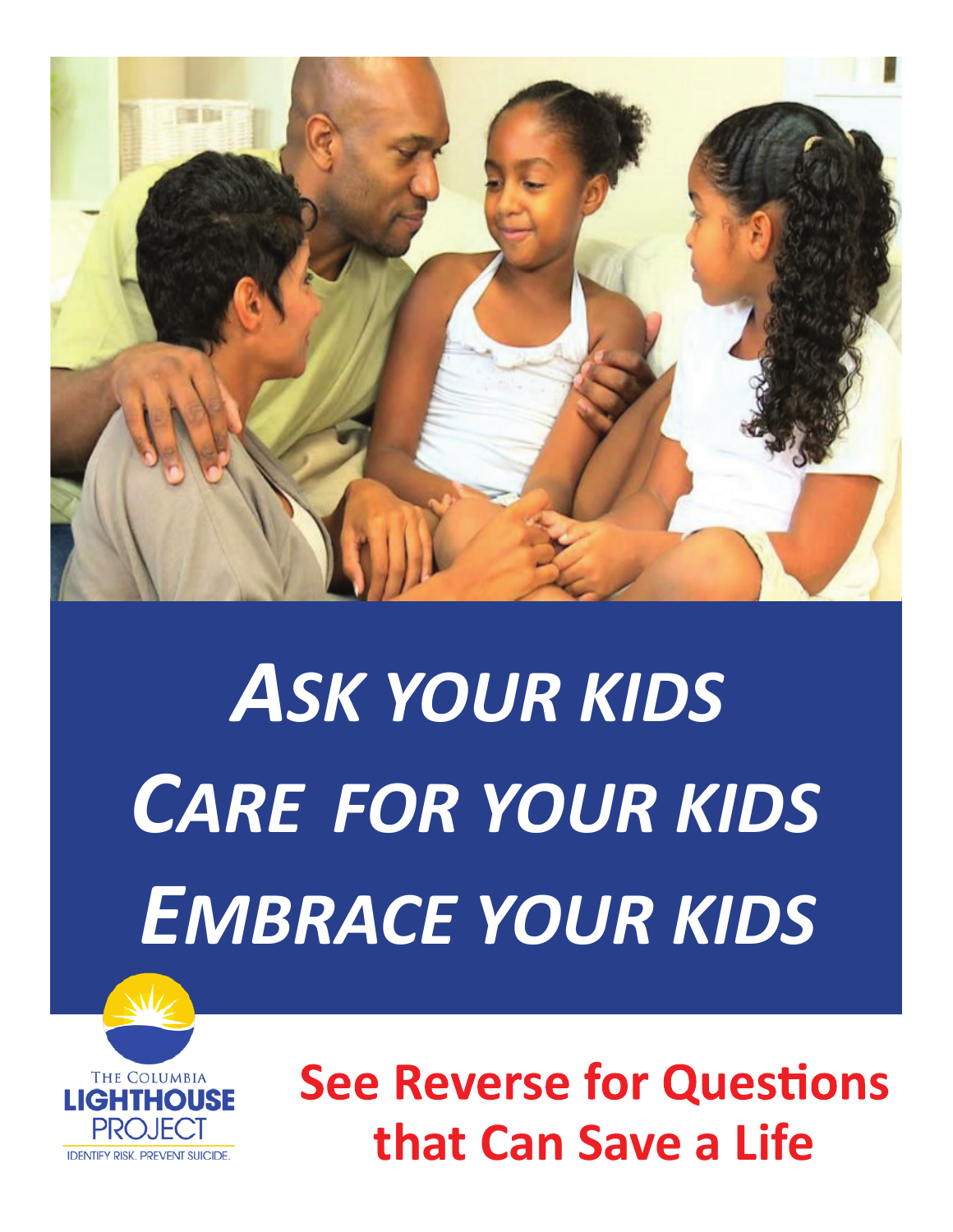# *Ask your kids*
# *Care for your kids*
# *Embrace your kids*

The Columbia **LIGHTHOUSE** PROJECT

IDENTIFY RISK. PREVENT SUICIDE.

**See Reverse for Questions that Can Save a Life**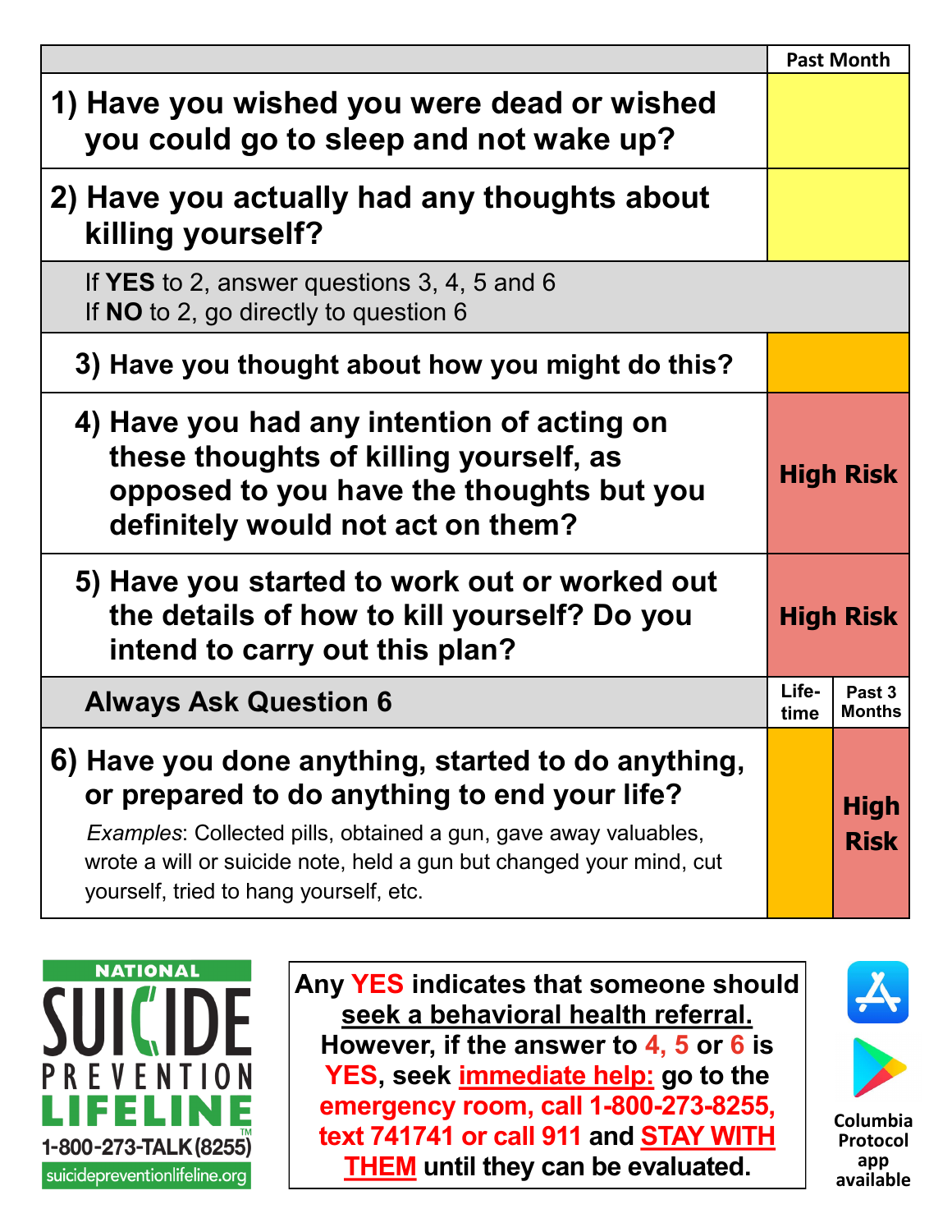| | Past Month | |
|---|---|---|
| **1) Have you wished you were dead or wished you could go to sleep and not wake up?** | | |
| **2) Have you actually had any thoughts about killing yourself?** | | |
| If **YES** to 2, answer questions 3, 4, 5 and 6<br>If **NO** to 2, go directly to question 6 | | |
| **3) Have you thought about how you might do this?** | | |
| **4) Have you had any intention of acting on these thoughts of killing yourself, as opposed to you have the thoughts but you definitely would not act on them?** | **High Risk** | |
| **5) Have you started to work out or worked out the details of how to kill yourself? Do you intend to carry out this plan?** | **High Risk** | |
| **Always Ask Question 6** | **Life-time** | **Past 3 Months** |
| **6) Have you done anything, started to do anything, or prepared to do anything to end your life?**<br>*Examples*: Collected pills, obtained a gun, gave away valuables, wrote a will or suicide note, held a gun but changed your mind, cut yourself, tried to hang yourself, etc. | | **High Risk** |

NATIONAL SUICIDE PREVENTION LIFELINE™
1-800-273-TALK (8255)
suicidepreventionlifeline.org

**Any YES indicates that someone should seek a behavioral health referral. However, if the answer to 4, 5 or 6 is YES, seek immediate help: go to the emergency room, call 1-800-273-8255, text 741741 or call 911 and STAY WITH THEM until they can be evaluated.**

**Columbia Protocol app available**